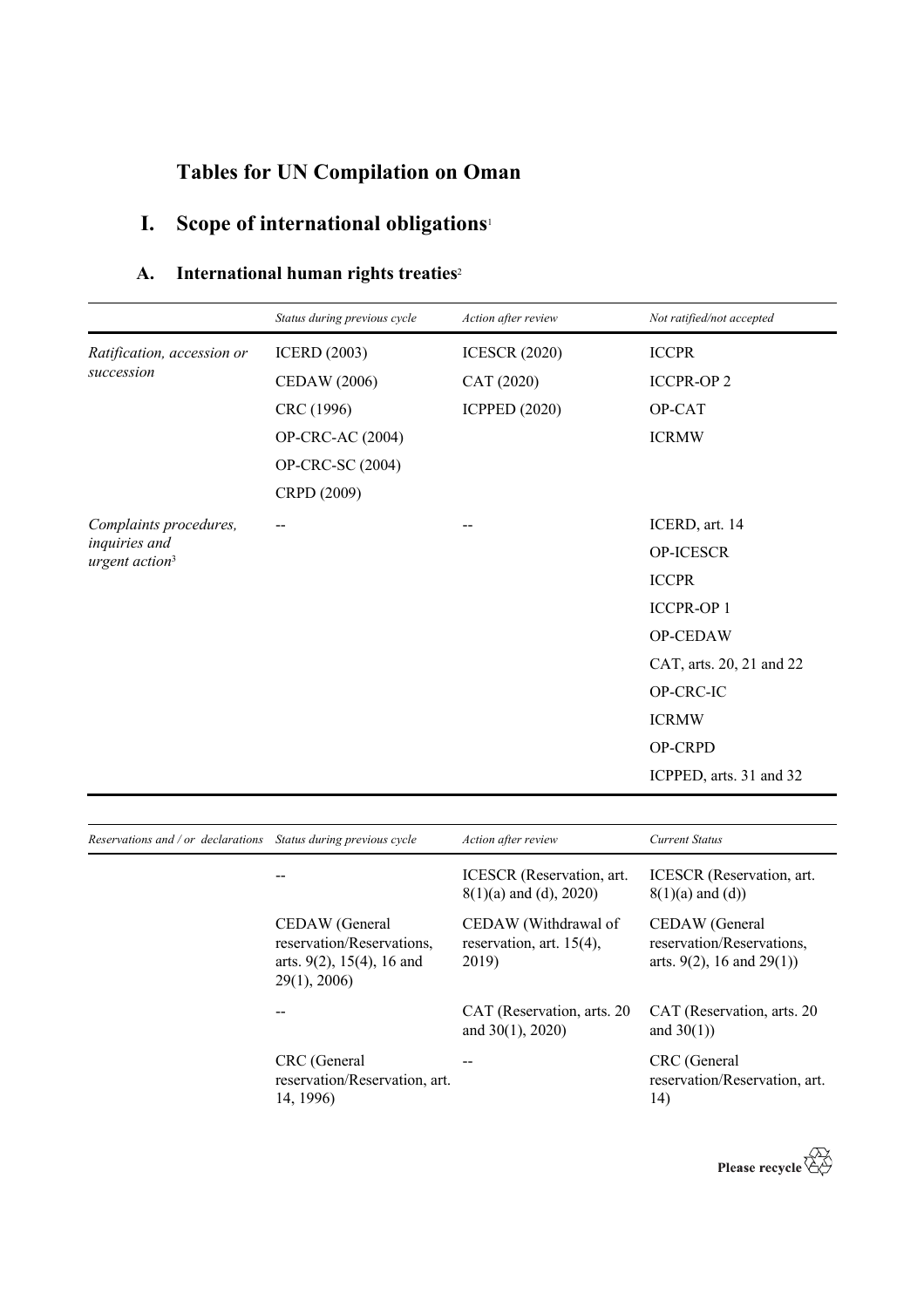# Tables for UN Compilation on Oman

## I. Scope of international obligations[1]

### A. International human rights treaties[2]

| | *Status during previous cycle* | *Action after review* | *Not ratified/not accepted* |
|---|---|---|---|
| *Ratification, accession or succession* | ICERD (2003)<br>CEDAW (2006)<br>CRC (1996)<br>OP-CRC-AC (2004)<br>OP-CRC-SC (2004)<br>CRPD (2009) | ICESCR (2020)<br>CAT (2020)<br>ICPPED (2020) | ICCPR<br>ICCPR-OP 2<br>OP-CAT<br>ICRMW |
| *Complaints procedures, inquiries and urgent action*[3] | -- | -- | ICERD, art. 14<br>OP-ICESCR<br>ICCPR<br>ICCPR-OP 1<br>OP-CEDAW<br>CAT, arts. 20, 21 and 22<br>OP-CRC-IC<br>ICRMW<br>OP-CRPD<br>ICPPED, arts. 31 and 32 |

| *Reservations and / or declarations* | *Status during previous cycle* | *Action after review* | *Current Status* |
|---|---|---|---|
| | -- | ICESCR (Reservation, art. 8(1)(a) and (d), 2020) | ICESCR (Reservation, art. 8(1)(a) and (d)) |
| | CEDAW (General reservation/Reservations, arts. 9(2), 15(4), 16 and 29(1), 2006) | CEDAW (Withdrawal of reservation, art. 15(4), 2019) | CEDAW (General reservation/Reservations, arts. 9(2), 16 and 29(1)) |
| | -- | CAT (Reservation, arts. 20 and 30(1), 2020) | CAT (Reservation, arts. 20 and 30(1)) |
| | CRC (General reservation/Reservation, art. 14, 1996) | -- | CRC (General reservation/Reservation, art. 14) |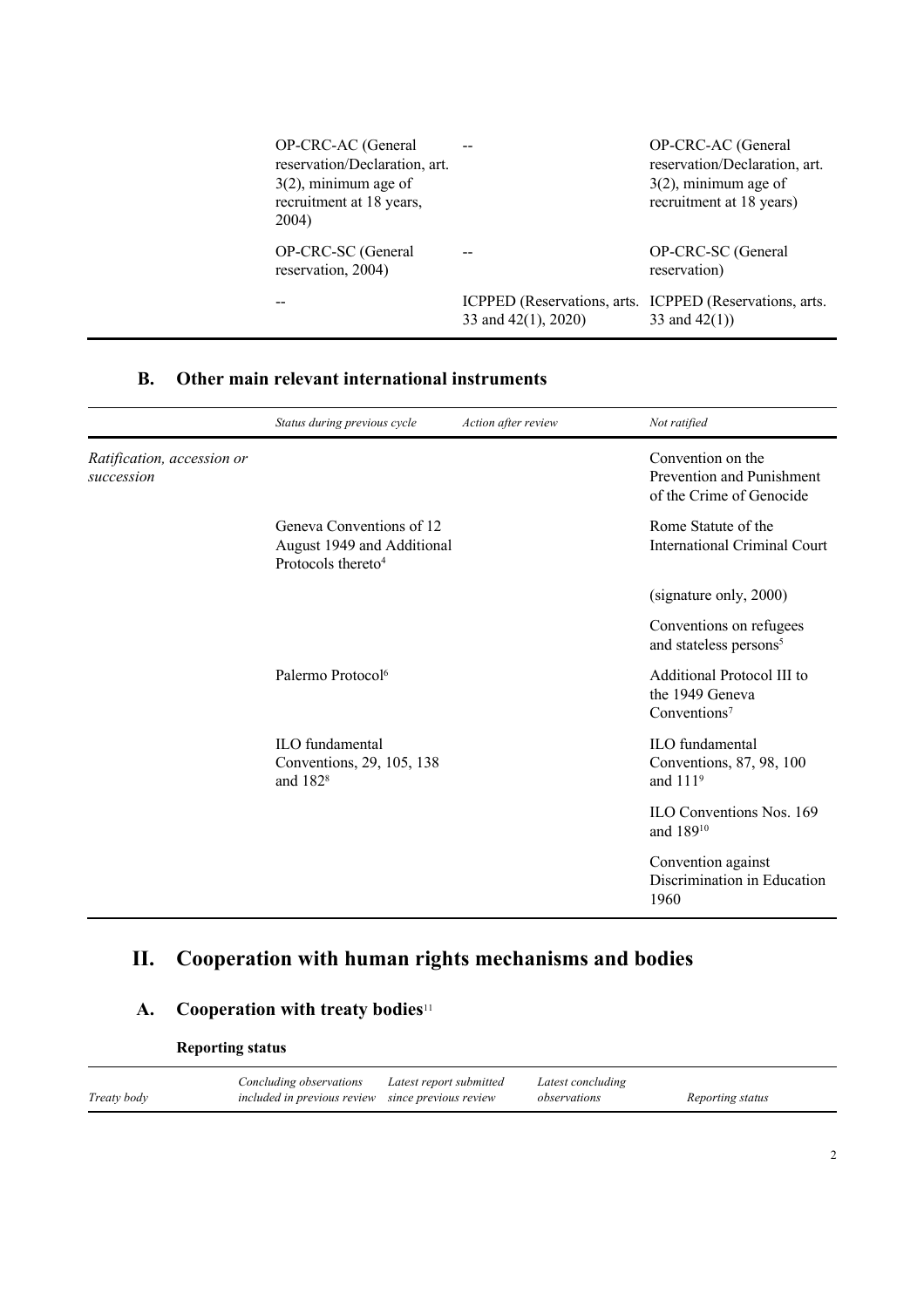| | | | |
|---|---|---|---|
| | OP-CRC-AC (General reservation/Declaration, art. 3(2), minimum age of recruitment at 18 years, 2004) | -- | OP-CRC-AC (General reservation/Declaration, art. 3(2), minimum age of recruitment at 18 years) |
| | OP-CRC-SC (General reservation, 2004) | -- | OP-CRC-SC (General reservation) |
| | -- | ICPPED (Reservations, arts. 33 and 42(1), 2020) | ICPPED (Reservations, arts. 33 and 42(1)) |

## B. Other main relevant international instruments

| | *Status during previous cycle* | *Action after review* | *Not ratified* |
|---|---|---|---|
| *Ratification, accession or succession* | | | Convention on the Prevention and Punishment of the Crime of Genocide |
| | Geneva Conventions of 12 August 1949 and Additional Protocols thereto[4] | | Rome Statute of the International Criminal Court |
| | | | (signature only, 2000) |
| | | | Conventions on refugees and stateless persons[5] |
| | Palermo Protocol[6] | | Additional Protocol III to the 1949 Geneva Conventions[7] |
| | ILO fundamental Conventions, 29, 105, 138 and 182[8] | | ILO fundamental Conventions, 87, 98, 100 and 111[9] |
| | | | ILO Conventions Nos. 169 and 189[10] |
| | | | Convention against Discrimination in Education 1960 |

# II. Cooperation with human rights mechanisms and bodies

## A. Cooperation with treaty bodies[11]

### Reporting status

| *Treaty body* | *Concluding observations included in previous review* | *Latest report submitted since previous review* | *Latest concluding observations* | *Reporting status* |
|---|---|---|---|---|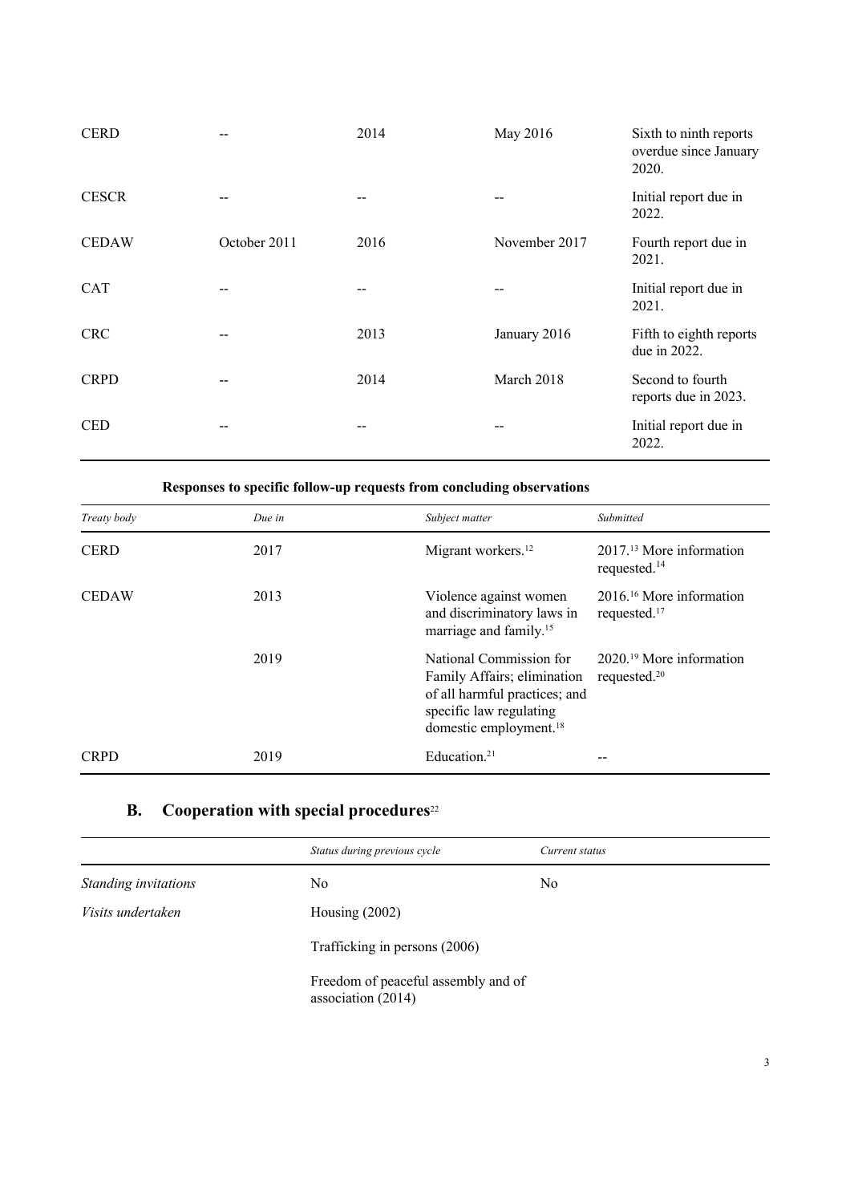| | | | | |
|---|---|---|---|---|
| CERD | -- | 2014 | May 2016 | Sixth to ninth reports overdue since January 2020. |
| CESCR | -- | -- | -- | Initial report due in 2022. |
| CEDAW | October 2011 | 2016 | November 2017 | Fourth report due in 2021. |
| CAT | -- | -- | -- | Initial report due in 2021. |
| CRC | -- | 2013 | January 2016 | Fifth to eighth reports due in 2022. |
| CRPD | -- | 2014 | March 2018 | Second to fourth reports due in 2023. |
| CED | -- | -- | -- | Initial report due in 2022. |

**Responses to specific follow-up requests from concluding observations**

| *Treaty body* | *Due in* | *Subject matter* | *Submitted* |
|---|---|---|---|
| CERD | 2017 | Migrant workers.[12] | 2017.[13] More information requested.[14] |
| CEDAW | 2013 | Violence against women and discriminatory laws in marriage and family.[15] | 2016.[16] More information requested.[17] |
| | 2019 | National Commission for Family Affairs; elimination of all harmful practices; and specific law regulating domestic employment.[18] | 2020.[19] More information requested.[20] |
| CRPD | 2019 | Education.[21] | -- |

## B. Cooperation with special procedures[22]

| | *Status during previous cycle* | *Current status* |
|---|---|---|
| *Standing invitations* | No | No |
| *Visits undertaken* | Housing (2002) | |
| | Trafficking in persons (2006) | |
| | Freedom of peaceful assembly and of association (2014) | |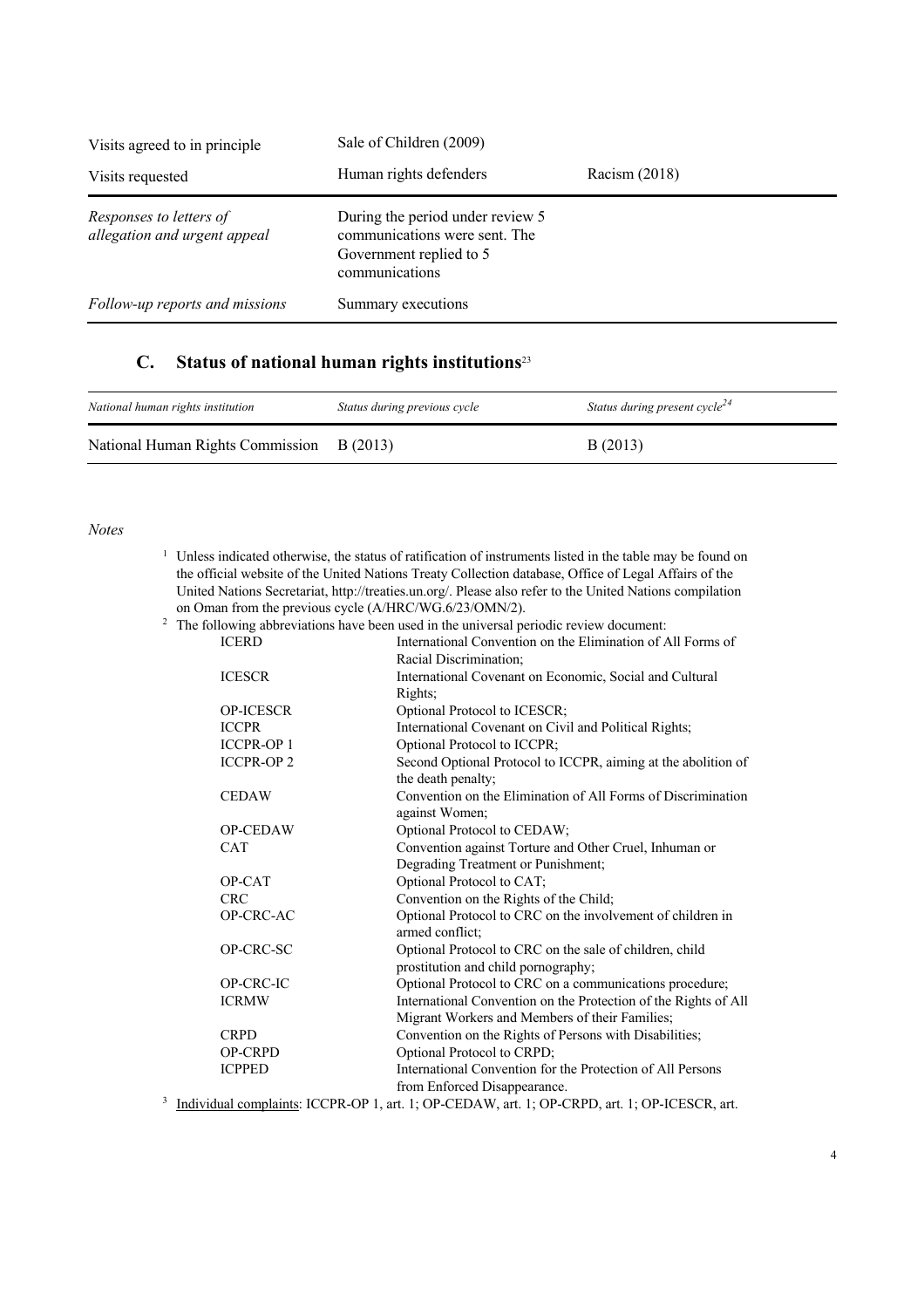| | | |
|---|---|---|
| Visits agreed to in principle | Sale of Children (2009) | |
| Visits requested | Human rights defenders | Racism (2018) |
| *Responses to letters of allegation and urgent appeal* | During the period under review 5 communications were sent. The Government replied to 5 communications | |
| *Follow-up reports and missions* | Summary executions | |

## C. Status of national human rights institutions[23]

| *National human rights institution* | *Status during previous cycle* | *Status during present cycle*[24] |
|---|---|---|
| National Human Rights Commission | B (2013) | B (2013) |

*Notes*

[1] Unless indicated otherwise, the status of ratification of instruments listed in the table may be found on the official website of the United Nations Treaty Collection database, Office of Legal Affairs of the United Nations Secretariat, http://treaties.un.org/. Please also refer to the United Nations compilation on Oman from the previous cycle (A/HRC/WG.6/23/OMN/2).

[2] The following abbreviations have been used in the universal periodic review document:

| | |
|---|---|
| ICERD | International Convention on the Elimination of All Forms of Racial Discrimination; |
| ICESCR | International Covenant on Economic, Social and Cultural Rights; |
| OP-ICESCR | Optional Protocol to ICESCR; |
| ICCPR | International Covenant on Civil and Political Rights; |
| ICCPR-OP 1 | Optional Protocol to ICCPR; |
| ICCPR-OP 2 | Second Optional Protocol to ICCPR, aiming at the abolition of the death penalty; |
| CEDAW | Convention on the Elimination of All Forms of Discrimination against Women; |
| OP-CEDAW | Optional Protocol to CEDAW; |
| CAT | Convention against Torture and Other Cruel, Inhuman or Degrading Treatment or Punishment; |
| OP-CAT | Optional Protocol to CAT; |
| CRC | Convention on the Rights of the Child; |
| OP-CRC-AC | Optional Protocol to CRC on the involvement of children in armed conflict; |
| OP-CRC-SC | Optional Protocol to CRC on the sale of children, child prostitution and child pornography; |
| OP-CRC-IC | Optional Protocol to CRC on a communications procedure; |
| ICRMW | International Convention on the Protection of the Rights of All Migrant Workers and Members of their Families; |
| CRPD | Convention on the Rights of Persons with Disabilities; |
| OP-CRPD | Optional Protocol to CRPD; |
| ICPPED | International Convention for the Protection of All Persons from Enforced Disappearance. |

[3] Individual complaints: ICCPR-OP 1, art. 1; OP-CEDAW, art. 1; OP-CRPD, art. 1; OP-ICESCR, art.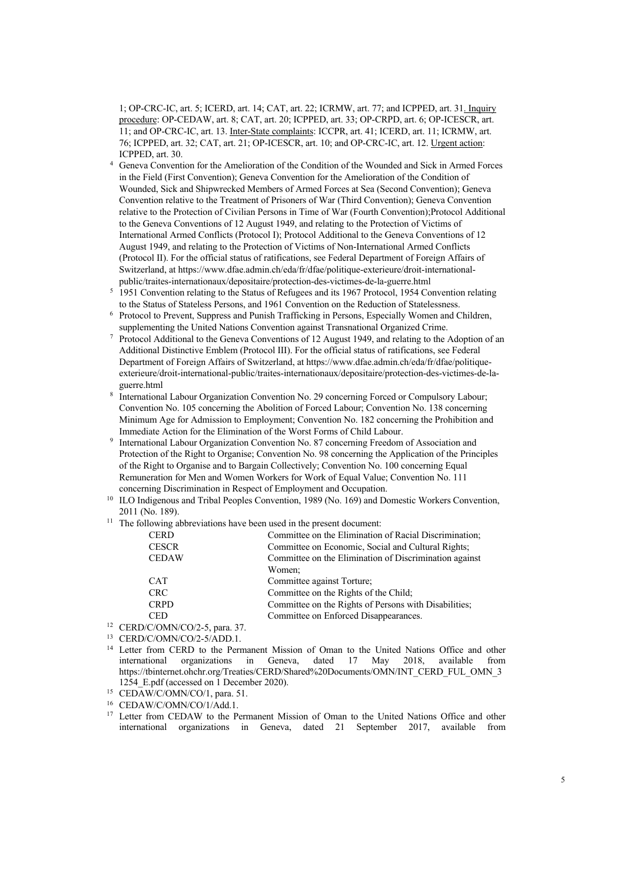1; OP-CRC-IC, art. 5; ICERD, art. 14; CAT, art. 22; ICRMW, art. 77; and ICPPED, art. 31. Inquiry procedure: OP-CEDAW, art. 8; CAT, art. 20; ICPPED, art. 33; OP-CRPD, art. 6; OP-ICESCR, art. 11; and OP-CRC-IC, art. 13. Inter-State complaints: ICCPR, art. 41; ICERD, art. 11; ICRMW, art. 76; ICPPED, art. 32; CAT, art. 21; OP-ICESCR, art. 10; and OP-CRC-IC, art. 12. Urgent action: ICPPED, art. 30.

[4] Geneva Convention for the Amelioration of the Condition of the Wounded and Sick in Armed Forces in the Field (First Convention); Geneva Convention for the Amelioration of the Condition of Wounded, Sick and Shipwrecked Members of Armed Forces at Sea (Second Convention); Geneva Convention relative to the Treatment of Prisoners of War (Third Convention); Geneva Convention relative to the Protection of Civilian Persons in Time of War (Fourth Convention);Protocol Additional to the Geneva Conventions of 12 August 1949, and relating to the Protection of Victims of International Armed Conflicts (Protocol I); Protocol Additional to the Geneva Conventions of 12 August 1949, and relating to the Protection of Victims of Non-International Armed Conflicts (Protocol II). For the official status of ratifications, see Federal Department of Foreign Affairs of Switzerland, at https://www.dfae.admin.ch/eda/fr/dfae/politique-exterieure/droit-international-public/traites-internationaux/depositaire/protection-des-victimes-de-la-guerre.html

[5] 1951 Convention relating to the Status of Refugees and its 1967 Protocol, 1954 Convention relating to the Status of Stateless Persons, and 1961 Convention on the Reduction of Statelessness.

[6] Protocol to Prevent, Suppress and Punish Trafficking in Persons, Especially Women and Children, supplementing the United Nations Convention against Transnational Organized Crime.

[7] Protocol Additional to the Geneva Conventions of 12 August 1949, and relating to the Adoption of an Additional Distinctive Emblem (Protocol III). For the official status of ratifications, see Federal Department of Foreign Affairs of Switzerland, at https://www.dfae.admin.ch/eda/fr/dfae/politique-exterieure/droit-international-public/traites-internationaux/depositaire/protection-des-victimes-de-la-guerre.html

[8] International Labour Organization Convention No. 29 concerning Forced or Compulsory Labour; Convention No. 105 concerning the Abolition of Forced Labour; Convention No. 138 concerning Minimum Age for Admission to Employment; Convention No. 182 concerning the Prohibition and Immediate Action for the Elimination of the Worst Forms of Child Labour.

[9] International Labour Organization Convention No. 87 concerning Freedom of Association and Protection of the Right to Organise; Convention No. 98 concerning the Application of the Principles of the Right to Organise and to Bargain Collectively; Convention No. 100 concerning Equal Remuneration for Men and Women Workers for Work of Equal Value; Convention No. 111 concerning Discrimination in Respect of Employment and Occupation.

[10] ILO Indigenous and Tribal Peoples Convention, 1989 (No. 169) and Domestic Workers Convention, 2011 (No. 189).

[11] The following abbreviations have been used in the present document:

| | |
|---|---|
| CERD | Committee on the Elimination of Racial Discrimination; |
| CESCR | Committee on Economic, Social and Cultural Rights; |
| CEDAW | Committee on the Elimination of Discrimination against Women; |
| CAT | Committee against Torture; |
| CRC | Committee on the Rights of the Child; |
| CRPD | Committee on the Rights of Persons with Disabilities; |
| CED | Committee on Enforced Disappearances. |

[12] CERD/C/OMN/CO/2-5, para. 37.

[13] CERD/C/OMN/CO/2-5/ADD.1.

[14] Letter from CERD to the Permanent Mission of Oman to the United Nations Office and other international organizations in Geneva, dated 17 May 2018, available from https://tbinternet.ohchr.org/Treaties/CERD/Shared%20Documents/OMN/INT_CERD_FUL_OMN_31254_E.pdf (accessed on 1 December 2020).

[15] CEDAW/C/OMN/CO/1, para. 51.

[16] CEDAW/C/OMN/CO/1/Add.1.

[17] Letter from CEDAW to the Permanent Mission of Oman to the United Nations Office and other international organizations in Geneva, dated 21 September 2017, available from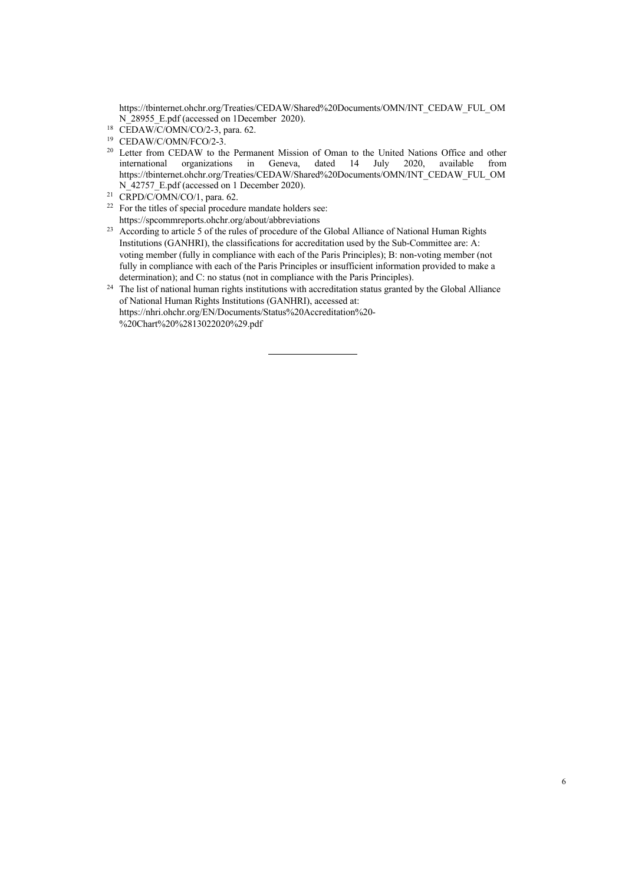https://tbinternet.ohchr.org/Treaties/CEDAW/Shared%20Documents/OMN/INT_CEDAW_FUL_OMN_28955_E.pdf (accessed on 1December 2020).

[18] CEDAW/C/OMN/CO/2-3, para. 62.

[19] CEDAW/C/OMN/FCO/2-3.

[20] Letter from CEDAW to the Permanent Mission of Oman to the United Nations Office and other international organizations in Geneva, dated 14 July 2020, available from https://tbinternet.ohchr.org/Treaties/CEDAW/Shared%20Documents/OMN/INT_CEDAW_FUL_OMN_42757_E.pdf (accessed on 1 December 2020).

[21] CRPD/C/OMN/CO/1, para. 62.

[22] For the titles of special procedure mandate holders see: https://spcommreports.ohchr.org/about/abbreviations

[23] According to article 5 of the rules of procedure of the Global Alliance of National Human Rights Institutions (GANHRI), the classifications for accreditation used by the Sub-Committee are: A: voting member (fully in compliance with each of the Paris Principles); B: non-voting member (not fully in compliance with each of the Paris Principles or insufficient information provided to make a determination); and C: no status (not in compliance with the Paris Principles).

[24] The list of national human rights institutions with accreditation status granted by the Global Alliance of National Human Rights Institutions (GANHRI), accessed at: https://nhri.ohchr.org/EN/Documents/Status%20Accreditation%20-%20Chart%20%2813022020%29.pdf